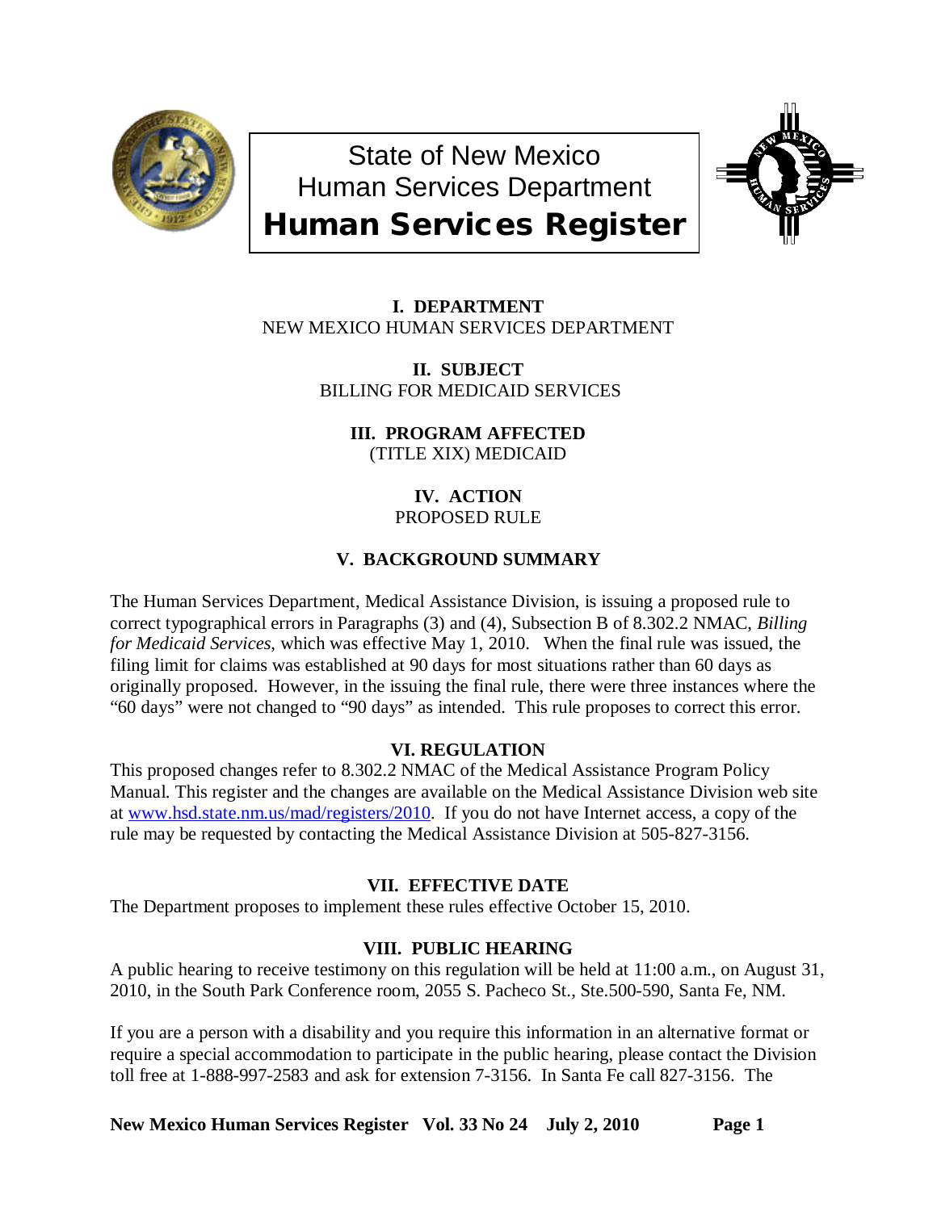# State of New Mexico
# Human Services Department
# Human Services Register

**I. DEPARTMENT**
NEW MEXICO HUMAN SERVICES DEPARTMENT

**II. SUBJECT**
BILLING FOR MEDICAID SERVICES

**III. PROGRAM AFFECTED**
(TITLE XIX) MEDICAID

**IV. ACTION**
PROPOSED RULE

**V. BACKGROUND SUMMARY**

The Human Services Department, Medical Assistance Division, is issuing a proposed rule to correct typographical errors in Paragraphs (3) and (4), Subsection B of 8.302.2 NMAC, *Billing for Medicaid Services*, which was effective May 1, 2010. When the final rule was issued, the filing limit for claims was established at 90 days for most situations rather than 60 days as originally proposed. However, in the issuing the final rule, there were three instances where the "60 days" were not changed to "90 days" as intended. This rule proposes to correct this error.

**VI. REGULATION**

This proposed changes refer to 8.302.2 NMAC of the Medical Assistance Program Policy Manual. This register and the changes are available on the Medical Assistance Division web site at www.hsd.state.nm.us/mad/registers/2010. If you do not have Internet access, a copy of the rule may be requested by contacting the Medical Assistance Division at 505-827-3156.

**VII. EFFECTIVE DATE**

The Department proposes to implement these rules effective October 15, 2010.

**VIII. PUBLIC HEARING**

A public hearing to receive testimony on this regulation will be held at 11:00 a.m., on August 31, 2010, in the South Park Conference room, 2055 S. Pacheco St., Ste.500-590, Santa Fe, NM.

If you are a person with a disability and you require this information in an alternative format or require a special accommodation to participate in the public hearing, please contact the Division toll free at 1-888-997-2583 and ask for extension 7-3156. In Santa Fe call 827-3156. The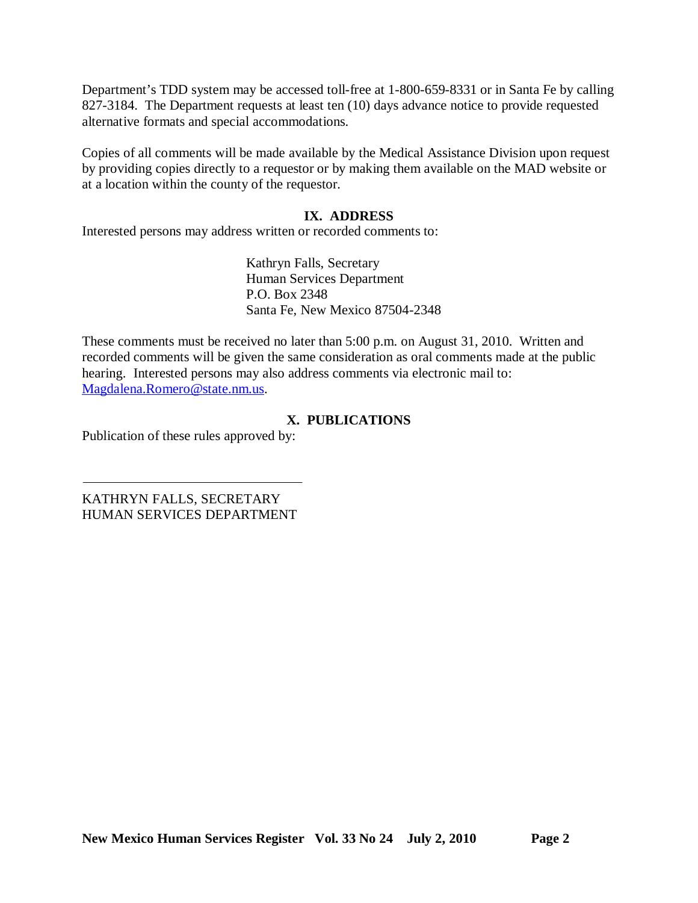Department's TDD system may be accessed toll-free at 1-800-659-8331 or in Santa Fe by calling 827-3184. The Department requests at least ten (10) days advance notice to provide requested alternative formats and special accommodations.

Copies of all comments will be made available by the Medical Assistance Division upon request by providing copies directly to a requestor or by making them available on the MAD website or at a location within the county of the requestor.

## IX. ADDRESS

Interested persons may address written or recorded comments to:

Kathryn Falls, Secretary
Human Services Department
P.O. Box 2348
Santa Fe, New Mexico 87504-2348

These comments must be received no later than 5:00 p.m. on August 31, 2010. Written and recorded comments will be given the same consideration as oral comments made at the public hearing. Interested persons may also address comments via electronic mail to: Magdalena.Romero@state.nm.us.

## X. PUBLICATIONS

Publication of these rules approved by:

\_\_\_\_\_\_\_\_\_\_\_\_\_\_\_\_\_\_\_\_\_\_\_\_\_\_\_\_\_\_\_\_

KATHRYN FALLS, SECRETARY
HUMAN SERVICES DEPARTMENT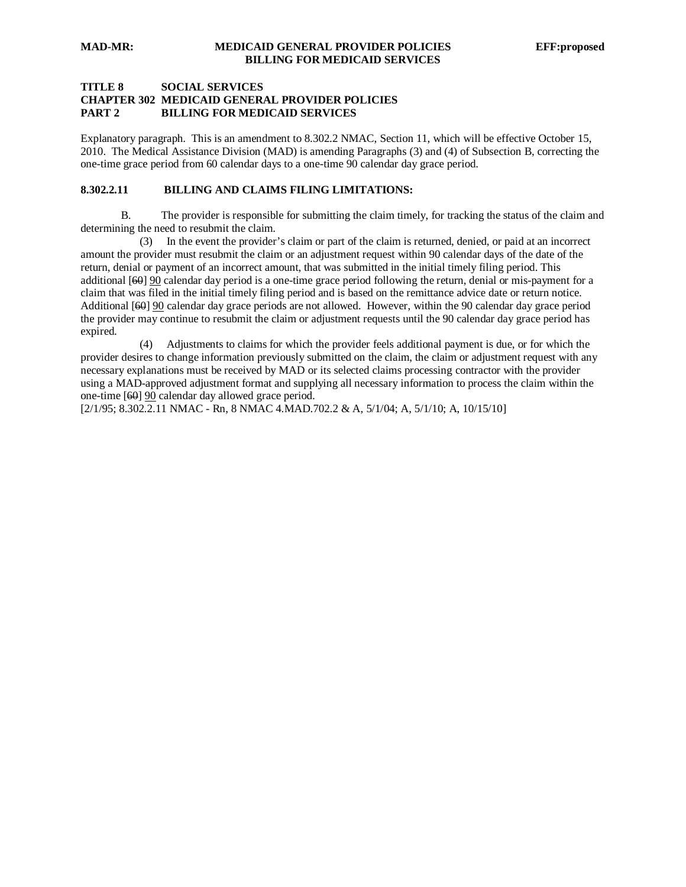**TITLE 8 SOCIAL SERVICES**
**CHAPTER 302 MEDICAID GENERAL PROVIDER POLICIES**
**PART 2 BILLING FOR MEDICAID SERVICES**

Explanatory paragraph. This is an amendment to 8.302.2 NMAC, Section 11, which will be effective October 15, 2010. The Medical Assistance Division (MAD) is amending Paragraphs (3) and (4) of Subsection B, correcting the one-time grace period from 60 calendar days to a one-time 90 calendar day grace period.

**8.302.2.11 BILLING AND CLAIMS FILING LIMITATIONS:**

B. The provider is responsible for submitting the claim timely, for tracking the status of the claim and determining the need to resubmit the claim.

(3) In the event the provider's claim or part of the claim is returned, denied, or paid at an incorrect amount the provider must resubmit the claim or an adjustment request within 90 calendar days of the date of the return, denial or payment of an incorrect amount, that was submitted in the initial timely filing period. This additional [~~60~~] <u>90</u> calendar day period is a one-time grace period following the return, denial or mis-payment for a claim that was filed in the initial timely filing period and is based on the remittance advice date or return notice. Additional [~~60~~] <u>90</u> calendar day grace periods are not allowed. However, within the 90 calendar day grace period the provider may continue to resubmit the claim or adjustment requests until the 90 calendar day grace period has expired.

(4) Adjustments to claims for which the provider feels additional payment is due, or for which the provider desires to change information previously submitted on the claim, the claim or adjustment request with any necessary explanations must be received by MAD or its selected claims processing contractor with the provider using a MAD-approved adjustment format and supplying all necessary information to process the claim within the one-time [~~60~~] <u>90</u> calendar day allowed grace period.

[2/1/95; 8.302.2.11 NMAC - Rn, 8 NMAC 4.MAD.702.2 & A, 5/1/04; A, 5/1/10; A, 10/15/10]